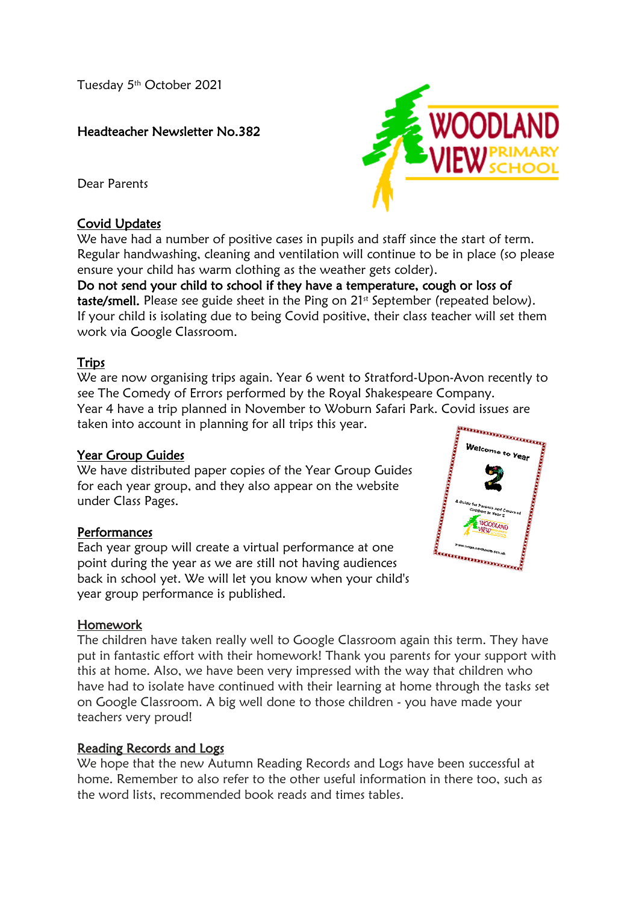Tuesday 5th October 2021

Headteacher Newsletter No.382

Dear Parents

## Covid Updates

We have had a number of positive cases in pupils and staff since the start of term. Regular handwashing, cleaning and ventilation will continue to be in place (so please ensure your child has warm clothing as the weather gets colder).

**Do not send your child to school if they have a temperature, cough or loss of taste/smell.** Please see guide sheet in the Ping on 21st September (repeated below). If your child is isolating due to being Covid positive, their class teacher will set them work via Google Classroom.

## Trips

We are now organising trips again. Year 6 went to Stratford-Upon-Avon recently to see The Comedy of Errors performed by the Royal Shakespeare Company. Year 4 have a trip planned in November to Woburn Safari Park. Covid issues are taken into account in planning for all trips this year.

## Year Group Guides

We have distributed paper copies of the Year Group Guides for each year group, and they also appear on the website under Class Pages.

## Performances

Each year group will create a virtual performance at one point during the year as we are still not having audiences back in school yet. We will let you know when your child's year group performance is published.

## Homework

The children have taken really well to Google Classroom again this term. They have put in fantastic effort with their homework! Thank you parents for your support with this at home. Also, we have been very impressed with the way that children who have had to isolate have continued with their learning at home through the tasks set on Google Classroom. A big well done to those children - you have made your teachers very proud!

## Reading Records and Logs

We hope that the new Autumn Reading Records and Logs have been successful at home. Remember to also refer to the other useful information in there too, such as the word lists, recommended book reads and times tables.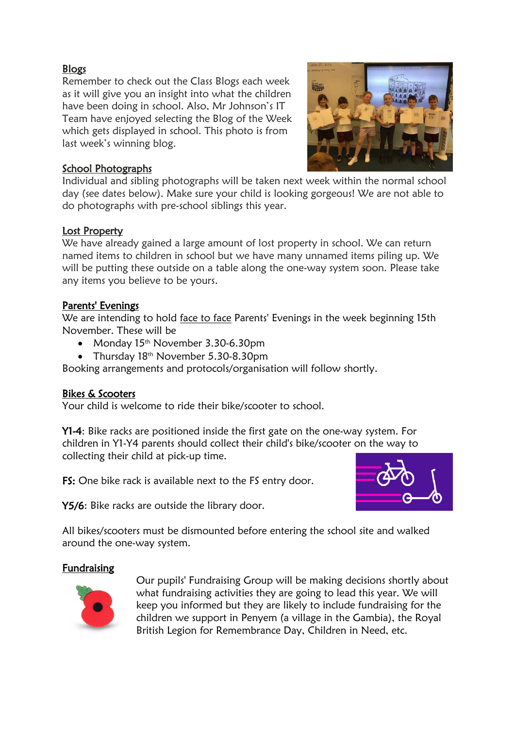## Blogs

Remember to check out the Class Blogs each week as it will give you an insight into what the children have been doing in school. Also, Mr Johnson's IT Team have enjoyed selecting the Blog of the Week which gets displayed in school. This photo is from last week's winning blog.

## School Photographs

Individual and sibling photographs will be taken next week within the normal school day (see dates below). Make sure your child is looking gorgeous! We are not able to do photographs with pre-school siblings this year.

## Lost Property

We have already gained a large amount of lost property in school. We can return named items to children in school but we have many unnamed items piling up. We will be putting these outside on a table along the one-way system soon. Please take any items you believe to be yours.

## Parents' Evenings

We are intending to hold face to face Parents' Evenings in the week beginning 15th November. These will be

- Monday 15th November 3.30-6.30pm
- Thursday 18th November 5.30-8.30pm

Booking arrangements and protocols/organisation will follow shortly.

## Bikes & Scooters

Your child is welcome to ride their bike/scooter to school.

**Y1-4**: Bike racks are positioned inside the first gate on the one-way system. For children in Y1-Y4 parents should collect their child's bike/scooter on the way to collecting their child at pick-up time.

**FS:** One bike rack is available next to the FS entry door.

**Y5/6**: Bike racks are outside the library door.

All bikes/scooters must be dismounted before entering the school site and walked around the one-way system.

## Fundraising

Our pupils' Fundraising Group will be making decisions shortly about what fundraising activities they are going to lead this year. We will keep you informed but they are likely to include fundraising for the children we support in Penyem (a village in the Gambia), the Royal British Legion for Remembrance Day, Children in Need, etc.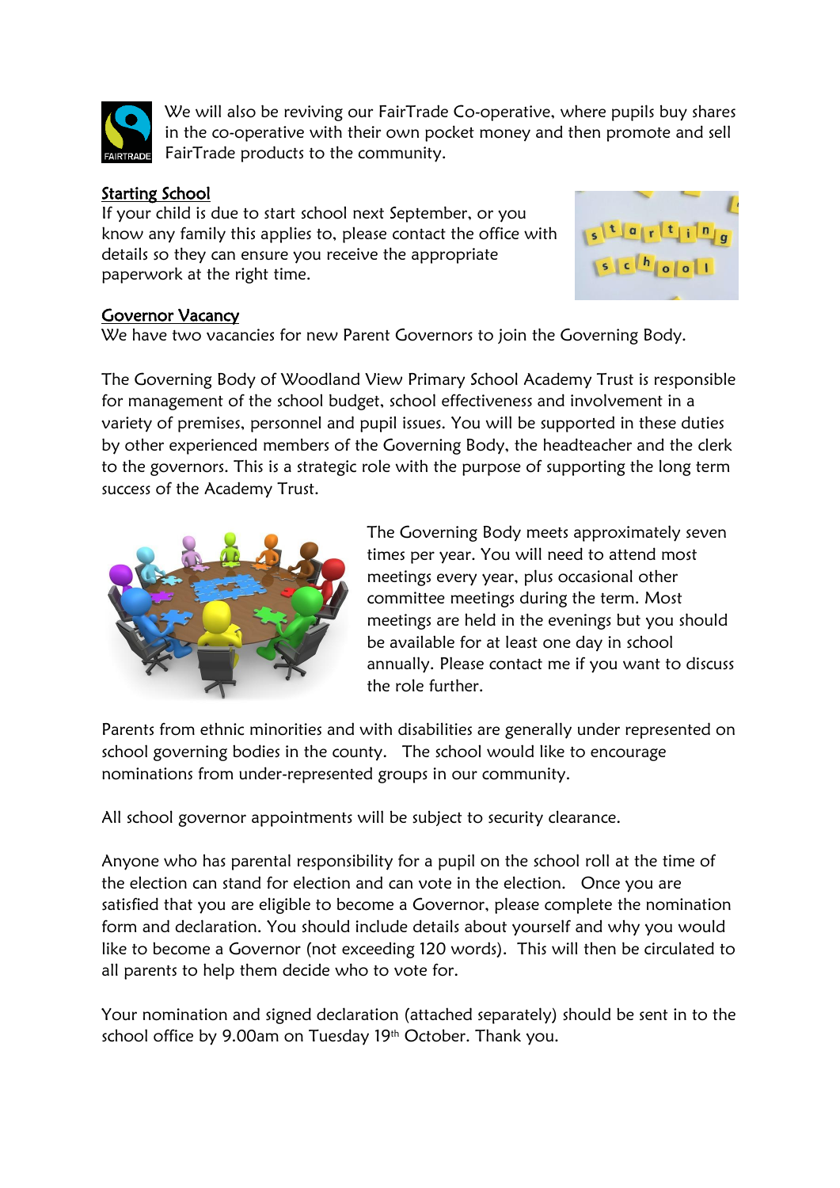We will also be reviving our FairTrade Co-operative, where pupils buy shares in the co-operative with their own pocket money and then promote and sell FairTrade products to the community.

## Starting School

If your child is due to start school next September, or you know any family this applies to, please contact the office with details so they can ensure you receive the appropriate paperwork at the right time.

## Governor Vacancy

We have two vacancies for new Parent Governors to join the Governing Body.

The Governing Body of Woodland View Primary School Academy Trust is responsible for management of the school budget, school effectiveness and involvement in a variety of premises, personnel and pupil issues. You will be supported in these duties by other experienced members of the Governing Body, the headteacher and the clerk to the governors. This is a strategic role with the purpose of supporting the long term success of the Academy Trust.

The Governing Body meets approximately seven times per year. You will need to attend most meetings every year, plus occasional other committee meetings during the term. Most meetings are held in the evenings but you should be available for at least one day in school annually. Please contact me if you want to discuss the role further.

Parents from ethnic minorities and with disabilities are generally under represented on school governing bodies in the county. The school would like to encourage nominations from under-represented groups in our community.

All school governor appointments will be subject to security clearance.

Anyone who has parental responsibility for a pupil on the school roll at the time of the election can stand for election and can vote in the election. Once you are satisfied that you are eligible to become a Governor, please complete the nomination form and declaration. You should include details about yourself and why you would like to become a Governor (not exceeding 120 words). This will then be circulated to all parents to help them decide who to vote for.

Your nomination and signed declaration (attached separately) should be sent in to the school office by 9.00am on Tuesday 19th October. Thank you.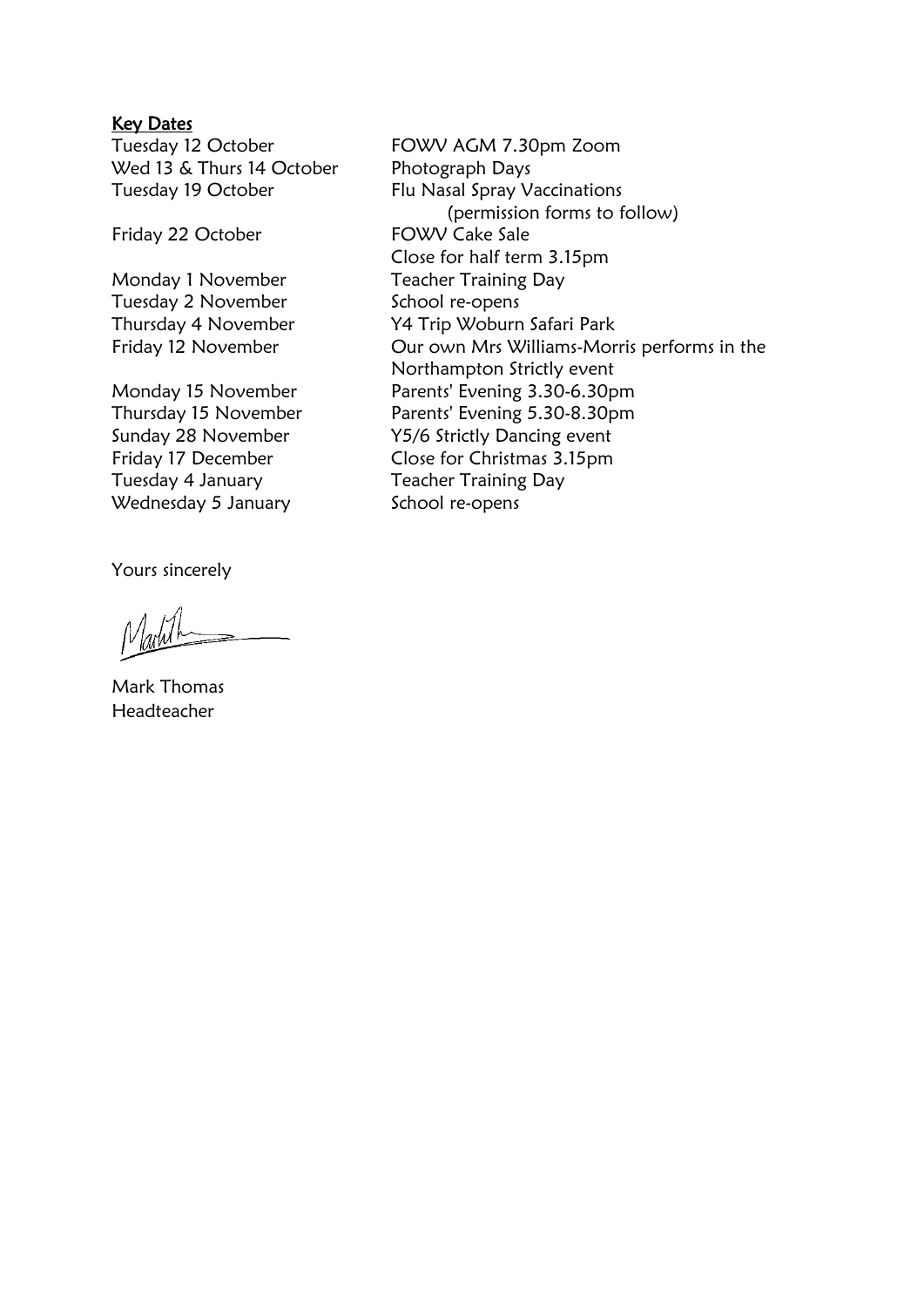## Key Dates

| | |
|---|---|
| Tuesday 12 October | FOWV AGM 7.30pm Zoom |
| Wed 13 & Thurs 14 October | Photograph Days |
| Tuesday 19 October | Flu Nasal Spray Vaccinations (permission forms to follow) |
| Friday 22 October | FOWV Cake Sale |
| | Close for half term 3.15pm |
| Monday 1 November | Teacher Training Day |
| Tuesday 2 November | School re-opens |
| Thursday 4 November | Y4 Trip Woburn Safari Park |
| Friday 12 November | Our own Mrs Williams-Morris performs in the Northampton Strictly event |
| Monday 15 November | Parents' Evening 3.30-6.30pm |
| Thursday 15 November | Parents' Evening 5.30-8.30pm |
| Sunday 28 November | Y5/6 Strictly Dancing event |
| Friday 17 December | Close for Christmas 3.15pm |
| Tuesday 4 January | Teacher Training Day |
| Wednesday 5 January | School re-opens |

Yours sincerely

Mark Thomas
Headteacher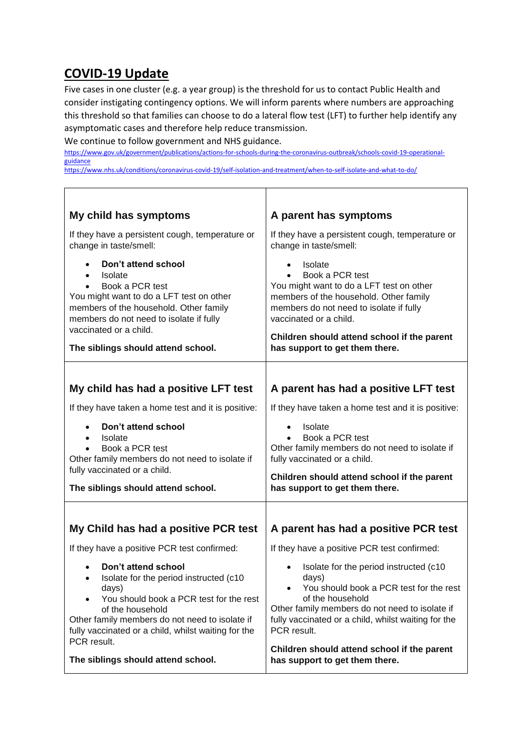## COVID-19 Update

Five cases in one cluster (e.g. a year group) is the threshold for us to contact Public Health and consider instigating contingency options. We will inform parents where numbers are approaching this threshold so that families can choose to do a lateral flow test (LFT) to further help identify any asymptomatic cases and therefore help reduce transmission.

We continue to follow government and NHS guidance.

https://www.gov.uk/government/publications/actions-for-schools-during-the-coronavirus-outbreak/schools-covid-19-operational-guidance

https://www.nhs.uk/conditions/coronavirus-covid-19/self-isolation-and-treatment/when-to-self-isolate-and-what-to-do/

### My child has symptoms

If they have a persistent cough, temperature or change in taste/smell:

- **Don't attend school**
- Isolate
- Book a PCR test

You might want to do a LFT test on other members of the household. Other family members do not need to isolate if fully vaccinated or a child.

**The siblings should attend school.**

### A parent has symptoms

If they have a persistent cough, temperature or change in taste/smell:

- Isolate
- Book a PCR test

You might want to do a LFT test on other members of the household. Other family members do not need to isolate if fully vaccinated or a child.

**Children should attend school if the parent has support to get them there.**

### My child has had a positive LFT test

If they have taken a home test and it is positive:

- **Don't attend school**
- Isolate
- Book a PCR test

Other family members do not need to isolate if fully vaccinated or a child.

**The siblings should attend school.**

### A parent has had a positive LFT test

If they have taken a home test and it is positive:

- Isolate
- Book a PCR test

Other family members do not need to isolate if fully vaccinated or a child.

**Children should attend school if the parent has support to get them there.**

### My Child has had a positive PCR test

If they have a positive PCR test confirmed:

- **Don't attend school**
- Isolate for the period instructed (c10 days)
- You should book a PCR test for the rest of the household

Other family members do not need to isolate if fully vaccinated or a child, whilst waiting for the PCR result.

**The siblings should attend school.**

### A parent has had a positive PCR test

If they have a positive PCR test confirmed:

- Isolate for the period instructed (c10 days)
- You should book a PCR test for the rest of the household

Other family members do not need to isolate if fully vaccinated or a child, whilst waiting for the PCR result.

**Children should attend school if the parent has support to get them there.**